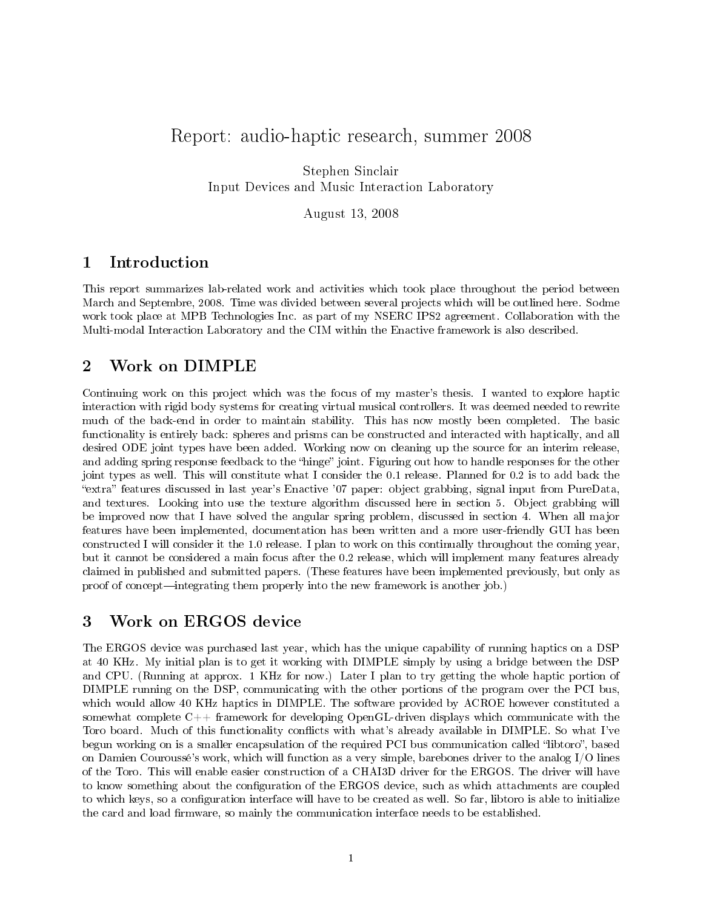# Report: audio-haptic research, summer 2008

Stephen Sinclair
Input Devices and Music Interaction Laboratory

August 13, 2008

## 1 Introduction

This report summarizes lab-related work and activities which took place throughout the period between March and Septembre, 2008. Time was divided between several projects which will be outlined here. Sodme work took place at MPB Technologies Inc. as part of my NSERC IPS2 agreement. Collaboration with the Multi-modal Interaction Laboratory and the CIM within the Enactive framework is also described.

## 2 Work on DIMPLE

Continuing work on this project which was the focus of my master's thesis. I wanted to explore haptic interaction with rigid body systems for creating virtual musical controllers. It was deemed needed to rewrite much of the back-end in order to maintain stability. This has now mostly been completed. The basic functionality is entirely back: spheres and prisms can be constructed and interacted with haptically, and all desired ODE joint types have been added. Working now on cleaning up the source for an interim release, and adding spring response feedback to the "hinge" joint. Figuring out how to handle responses for the other joint types as well. This will constitute what I consider the 0.1 release. Planned for 0.2 is to add back the "extra" features discussed in last year's Enactive '07 paper: object grabbing, signal input from PureData, and textures. Looking into use the texture algorithm discussed here in section 5. Object grabbing will be improved now that I have solved the angular spring problem, discussed in section 4. When all major features have been implemented, documentation has been written and a more user-friendly GUI has been constructed I will consider it the 1.0 release. I plan to work on this continually throughout the coming year, but it cannot be considered a main focus after the 0.2 release, which will implement many features already claimed in published and submitted papers. (These features have been implemented previously, but only as proof of concept—integrating them properly into the new framework is another job.)

## 3 Work on ERGOS device

The ERGOS device was purchased last year, which has the unique capability of running haptics on a DSP at 40 KHz. My initial plan is to get it working with DIMPLE simply by using a bridge between the DSP and CPU. (Running at approx. 1 KHz for now.) Later I plan to try getting the whole haptic portion of DIMPLE running on the DSP, communicating with the other portions of the program over the PCI bus, which would allow 40 KHz haptics in DIMPLE. The software provided by ACROE however constituted a somewhat complete C++ framework for developing OpenGL-driven displays which communicate with the Toro board. Much of this functionality conflicts with what's already available in DIMPLE. So what I've begun working on is a smaller encapsulation of the required PCI bus communication called "libtoro", based on Damien Couroussé's work, which will function as a very simple, barebones driver to the analog I/O lines of the Toro. This will enable easier construction of a CHAI3D driver for the ERGOS. The driver will have to know something about the configuration of the ERGOS device, such as which attachments are coupled to which keys, so a configuration interface will have to be created as well. So far, libtoro is able to initialize the card and load firmware, so mainly the communication interface needs to be established.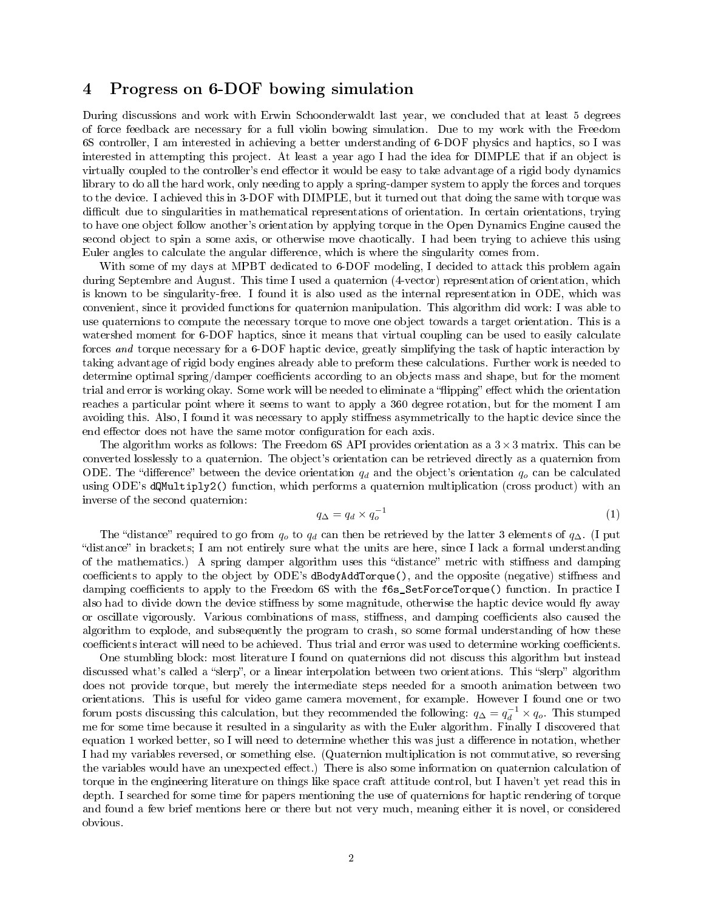## 4 Progress on 6-DOF bowing simulation

During discussions and work with Erwin Schoonderwaldt last year, we concluded that at least 5 degrees of force feedback are necessary for a full violin bowing simulation. Due to my work with the Freedom 6S controller, I am interested in achieving a better understanding of 6-DOF physics and haptics, so I was interested in attempting this project. At least a year ago I had the idea for DIMPLE that if an object is virtually coupled to the controller's end effector it would be easy to take advantage of a rigid body dynamics library to do all the hard work, only needing to apply a spring-damper system to apply the forces and torques to the device. I achieved this in 3-DOF with DIMPLE, but it turned out that doing the same with torque was difficult due to singularities in mathematical representations of orientation. In certain orientations, trying to have one object follow another's orientation by applying torque in the Open Dynamics Engine caused the second object to spin a some axis, or otherwise move chaotically. I had been trying to achieve this using Euler angles to calculate the angular difference, which is where the singularity comes from.

With some of my days at MPBT dedicated to 6-DOF modeling, I decided to attack this problem again during Septembre and August. This time I used a quaternion (4-vector) representation of orientation, which is known to be singularity-free. I found it is also used as the internal representation in ODE, which was convenient, since it provided functions for quaternion manipulation. This algorithm did work: I was able to use quaternions to compute the necessary torque to move one object towards a target orientation. This is a watershed moment for 6-DOF haptics, since it means that virtual coupling can be used to easily calculate forces *and* torque necessary for a 6-DOF haptic device, greatly simplifying the task of haptic interaction by taking advantage of rigid body engines already able to preform these calculations. Further work is needed to determine optimal spring/damper coefficients according to an objects mass and shape, but for the moment trial and error is working okay. Some work will be needed to eliminate a "flipping" effect which the orientation reaches a particular point where it seems to want to apply a 360 degree rotation, but for the moment I am avoiding this. Also, I found it was necessary to apply stiffness asymmetrically to the haptic device since the end effector does not have the same motor configuration for each axis.

The algorithm works as follows: The Freedom 6S API provides orientation as a $3 \times 3$ matrix. This can be converted losslessly to a quaternion. The object's orientation can be retrieved directly as a quaternion from ODE. The "difference" between the device orientation $q_d$ and the object's orientation $q_o$ can be calculated using ODE's `dQMultiply2()` function, which performs a quaternion multiplication (cross product) with an inverse of the second quaternion:

$$q_\Delta = q_d \times q_o^{-1} \tag{1}$$

The "distance" required to go from $q_o$ to $q_d$ can then be retrieved by the latter 3 elements of $q_\Delta$. (I put "distance" in brackets; I am not entirely sure what the units are here, since I lack a formal understanding of the mathematics.) A spring damper algorithm uses this "distance" metric with stiffness and damping coefficients to apply to the object by ODE's `dBodyAddTorque()`, and the opposite (negative) stiffness and damping coefficients to apply to the Freedom 6S with the `f6s_SetForceTorque()` function. In practice I also had to divide down the device stiffness by some magnitude, otherwise the haptic device would fly away or oscillate vigorously. Various combinations of mass, stiffness, and damping coefficients also caused the algorithm to explode, and subsequently the program to crash, so some formal understanding of how these coefficients interact will need to be achieved. Thus trial and error was used to determine working coefficients.

One stumbling block: most literature I found on quaternions did not discuss this algorithm but instead discussed what's called a "slerp", or a linear interpolation between two orientations. This "slerp" algorithm does not provide torque, but merely the intermediate steps needed for a smooth animation between two orientations. This is useful for video game camera movement, for example. However I found one or two forum posts discussing this calculation, but they recommended the following: $q_\Delta = q_d^{-1} \times q_o$. This stumped me for some time because it resulted in a singularity as with the Euler algorithm. Finally I discovered that equation 1 worked better, so I will need to determine whether this was just a difference in notation, whether I had my variables reversed, or something else. (Quaternion multiplication is not commutative, so reversing the variables would have an unexpected effect.) There is also some information on quaternion calculation of torque in the engineering literature on things like space craft attitude control, but I haven't yet read this in depth. I searched for some time for papers mentioning the use of quaternions for haptic rendering of torque and found a few brief mentions here or there but not very much, meaning either it is novel, or considered obvious.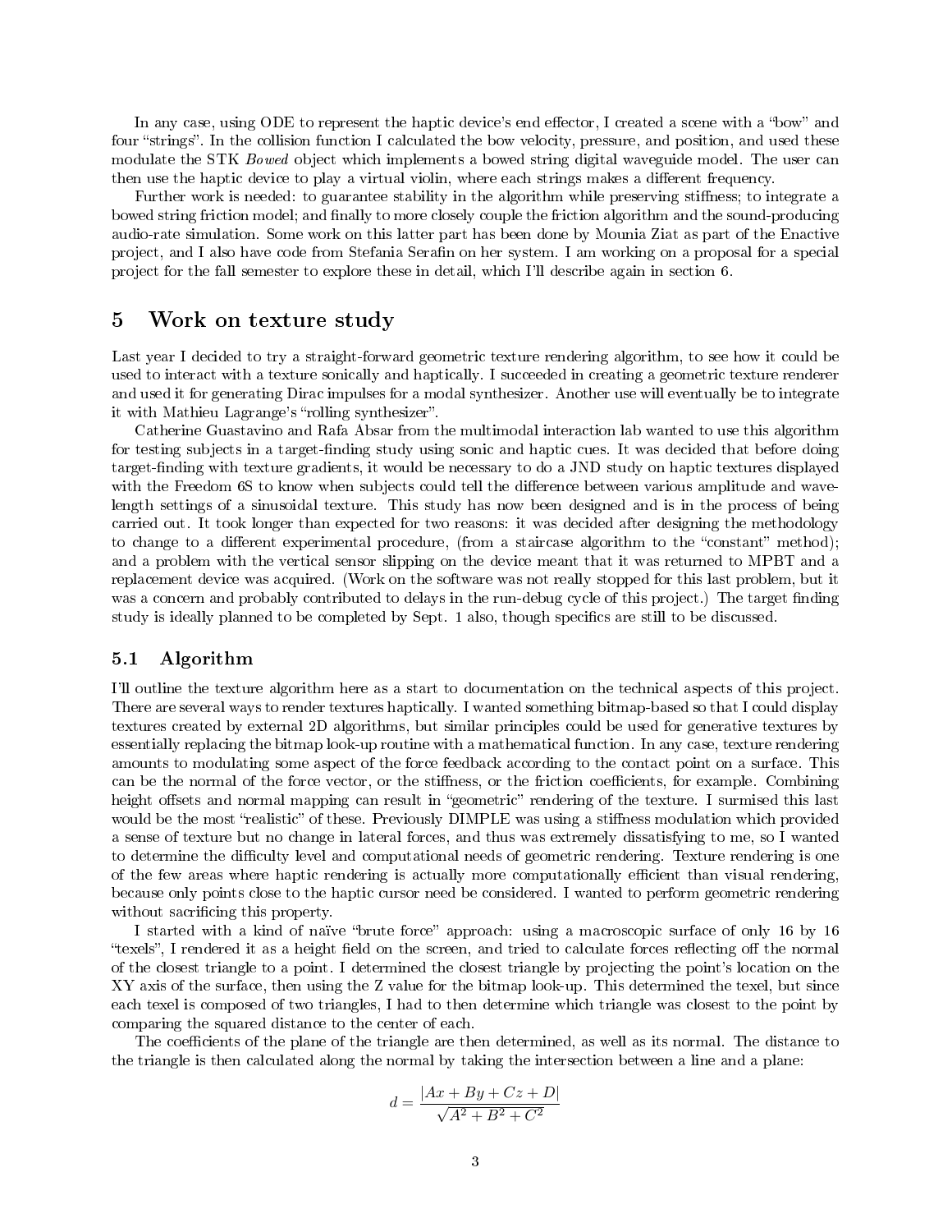In any case, using ODE to represent the haptic device's end effector, I created a scene with a "bow" and four "strings". In the collision function I calculated the bow velocity, pressure, and position, and used these modulate the STK *Bowed* object which implements a bowed string digital waveguide model. The user can then use the haptic device to play a virtual violin, where each strings makes a different frequency.

Further work is needed: to guarantee stability in the algorithm while preserving stiffness; to integrate a bowed string friction model; and finally to more closely couple the friction algorithm and the sound-producing audio-rate simulation. Some work on this latter part has been done by Mounia Ziat as part of the Enactive project, and I also have code from Stefania Serafin on her system. I am working on a proposal for a special project for the fall semester to explore these in detail, which I'll describe again in section 6.

## 5 Work on texture study

Last year I decided to try a straight-forward geometric texture rendering algorithm, to see how it could be used to interact with a texture sonically and haptically. I succeeded in creating a geometric texture renderer and used it for generating Dirac impulses for a modal synthesizer. Another use will eventually be to integrate it with Mathieu Lagrange's "rolling synthesizer".

Catherine Guastavino and Rafa Absar from the multimodal interaction lab wanted to use this algorithm for testing subjects in a target-finding study using sonic and haptic cues. It was decided that before doing target-finding with texture gradients, it would be necessary to do a JND study on haptic textures displayed with the Freedom 6S to know when subjects could tell the difference between various amplitude and wavelength settings of a sinusoidal texture. This study has now been designed and is in the process of being carried out. It took longer than expected for two reasons: it was decided after designing the methodology to change to a different experimental procedure, (from a staircase algorithm to the "constant" method); and a problem with the vertical sensor slipping on the device meant that it was returned to MPBT and a replacement device was acquired. (Work on the software was not really stopped for this last problem, but it was a concern and probably contributed to delays in the run-debug cycle of this project.) The target finding study is ideally planned to be completed by Sept. 1 also, though specifics are still to be discussed.

### 5.1 Algorithm

I'll outline the texture algorithm here as a start to documentation on the technical aspects of this project. There are several ways to render textures haptically. I wanted something bitmap-based so that I could display textures created by external 2D algorithms, but similar principles could be used for generative textures by essentially replacing the bitmap look-up routine with a mathematical function. In any case, texture rendering amounts to modulating some aspect of the force feedback according to the contact point on a surface. This can be the normal of the force vector, or the stiffness, or the friction coefficients, for example. Combining height offsets and normal mapping can result in "geometric" rendering of the texture. I surmised this last would be the most "realistic" of these. Previously DIMPLE was using a stiffness modulation which provided a sense of texture but no change in lateral forces, and thus was extremely dissatisfying to me, so I wanted to determine the difficulty level and computational needs of geometric rendering. Texture rendering is one of the few areas where haptic rendering is actually more computationally efficient than visual rendering, because only points close to the haptic cursor need be considered. I wanted to perform geometric rendering without sacrificing this property.

I started with a kind of naïve "brute force" approach: using a macroscopic surface of only 16 by 16 "texels", I rendered it as a height field on the screen, and tried to calculate forces reflecting off the normal of the closest triangle to a point. I determined the closest triangle by projecting the point's location on the XY axis of the surface, then using the Z value for the bitmap look-up. This determined the texel, but since each texel is composed of two triangles, I had to then determine which triangle was closest to the point by comparing the squared distance to the center of each.

The coefficients of the plane of the triangle are then determined, as well as its normal. The distance to the triangle is then calculated along the normal by taking the intersection between a line and a plane:

$$d = \frac{|Ax + By + Cz + D|}{\sqrt{A^2 + B^2 + C^2}}$$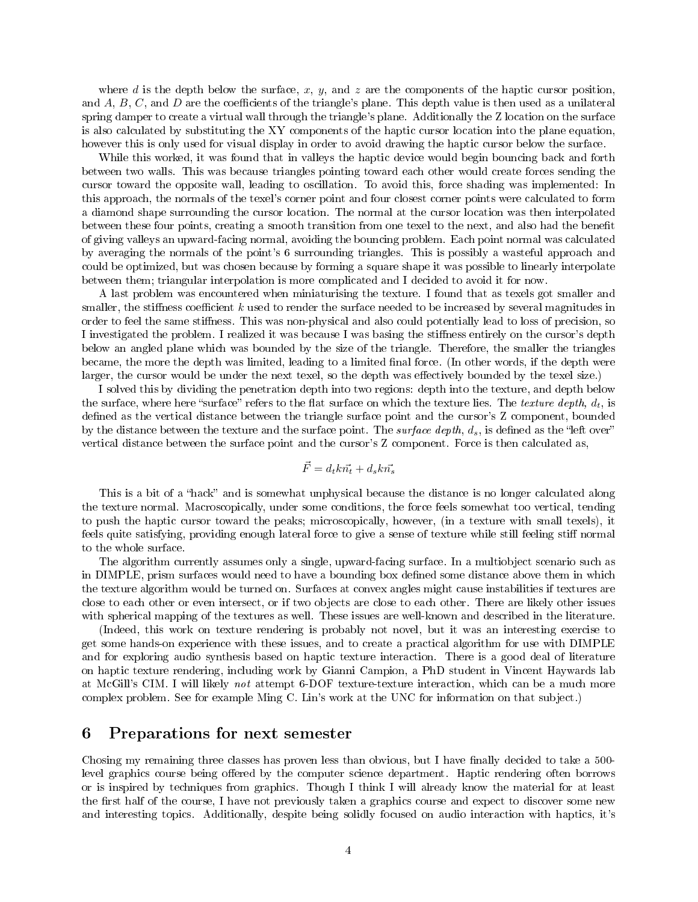where $d$ is the depth below the surface, $x$, $y$, and $z$ are the components of the haptic cursor position, and $A$, $B$, $C$, and $D$ are the coefficients of the triangle's plane. This depth value is then used as a unilateral spring damper to create a virtual wall through the triangle's plane. Additionally the Z location on the surface is also calculated by substituting the XY components of the haptic cursor location into the plane equation, however this is only used for visual display in order to avoid drawing the haptic cursor below the surface.

While this worked, it was found that in valleys the haptic device would begin bouncing back and forth between two walls. This was because triangles pointing toward each other would create forces sending the cursor toward the opposite wall, leading to oscillation. To avoid this, force shading was implemented: In this approach, the normals of the texel's corner point and four closest corner points were calculated to form a diamond shape surrounding the cursor location. The normal at the cursor location was then interpolated between these four points, creating a smooth transition from one texel to the next, and also had the benefit of giving valleys an upward-facing normal, avoiding the bouncing problem. Each point normal was calculated by averaging the normals of the point's 6 surrounding triangles. This is possibly a wasteful approach and could be optimized, but was chosen because by forming a square shape it was possible to linearly interpolate between them; triangular interpolation is more complicated and I decided to avoid it for now.

A last problem was encountered when miniaturising the texture. I found that as texels got smaller and smaller, the stiffness coefficient $k$ used to render the surface needed to be increased by several magnitudes in order to feel the same stiffness. This was non-physical and also could potentially lead to loss of precision, so I investigated the problem. I realized it was because I was basing the stiffness entirely on the cursor's depth below an angled plane which was bounded by the size of the triangle. Therefore, the smaller the triangles became, the more the depth was limited, leading to a limited final force. (In other words, if the depth were larger, the cursor would be under the next texel, so the depth was effectively bounded by the texel size.)

I solved this by dividing the penetration depth into two regions: depth into the texture, and depth below the surface, where here "surface" refers to the flat surface on which the texture lies. The *texture depth*, $d_t$, is defined as the vertical distance between the triangle surface point and the cursor's Z component, bounded by the distance between the texture and the surface point. The *surface depth*, $d_s$, is defined as the "left over" vertical distance between the surface point and the cursor's Z component. Force is then calculated as,

$$\vec{F} = d_t k \vec{n_t} + d_s k \vec{n_s}$$

This is a bit of a "hack" and is somewhat unphysical because the distance is no longer calculated along the texture normal. Macroscopically, under some conditions, the force feels somewhat too vertical, tending to push the haptic cursor toward the peaks; microscopically, however, (in a texture with small texels), it feels quite satisfying, providing enough lateral force to give a sense of texture while still feeling stiff normal to the whole surface.

The algorithm currently assumes only a single, upward-facing surface. In a multiobject scenario such as in DIMPLE, prism surfaces would need to have a bounding box defined some distance above them in which the texture algorithm would be turned on. Surfaces at convex angles might cause instabilities if textures are close to each other or even intersect, or if two objects are close to each other. There are likely other issues with spherical mapping of the textures as well. These issues are well-known and described in the literature.

(Indeed, this work on texture rendering is probably not novel, but it was an interesting exercise to get some hands-on experience with these issues, and to create a practical algorithm for use with DIMPLE and for exploring audio synthesis based on haptic texture interaction. There is a good deal of literature on haptic texture rendering, including work by Gianni Campion, a PhD student in Vincent Haywards lab at McGill's CIM. I will likely *not* attempt 6-DOF texture-texture interaction, which can be a much more complex problem. See for example Ming C. Lin's work at the UNC for information on that subject.)

## 6 Preparations for next semester

Chosing my remaining three classes has proven less than obvious, but I have finally decided to take a 500-level graphics course being offered by the computer science department. Haptic rendering often borrows or is inspired by techniques from graphics. Though I think I will already know the material for at least the first half of the course, I have not previously taken a graphics course and expect to discover some new and interesting topics. Additionally, despite being solidly focused on audio interaction with haptics, it's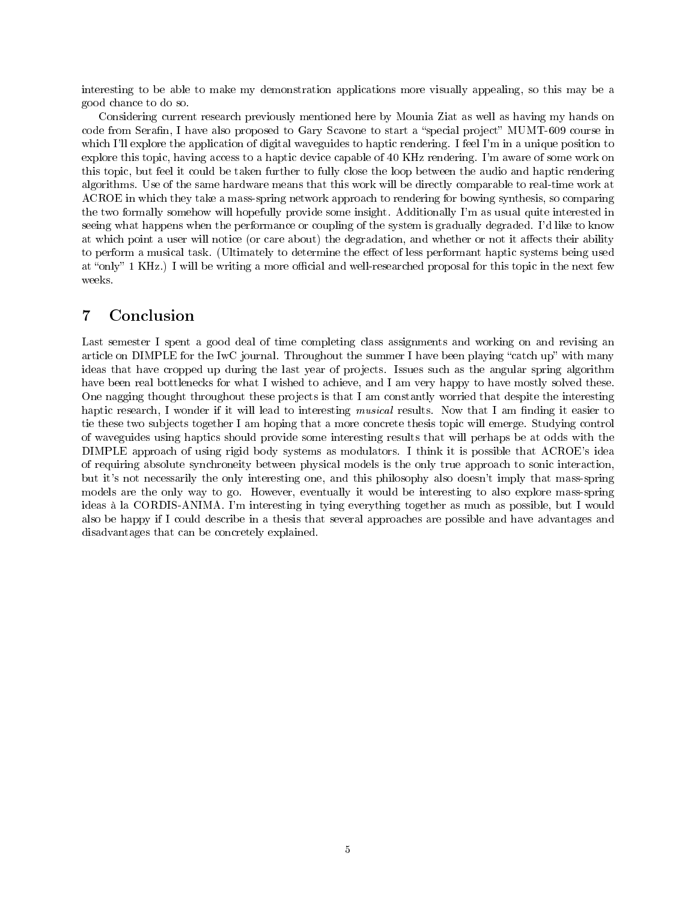interesting to be able to make my demonstration applications more visually appealing, so this may be a good chance to do so.

Considering current research previously mentioned here by Mounia Ziat as well as having my hands on code from Serafin, I have also proposed to Gary Scavone to start a "special project" MUMT-609 course in which I'll explore the application of digital waveguides to haptic rendering. I feel I'm in a unique position to explore this topic, having access to a haptic device capable of 40 KHz rendering. I'm aware of some work on this topic, but feel it could be taken further to fully close the loop between the audio and haptic rendering algorithms. Use of the same hardware means that this work will be directly comparable to real-time work at ACROE in which they take a mass-spring network approach to rendering for bowing synthesis, so comparing the two formally somehow will hopefully provide some insight. Additionally I'm as usual quite interested in seeing what happens when the performance or coupling of the system is gradually degraded. I'd like to know at which point a user will notice (or care about) the degradation, and whether or not it affects their ability to perform a musical task. (Ultimately to determine the effect of less performant haptic systems being used at "only" 1 KHz.) I will be writing a more official and well-researched proposal for this topic in the next few weeks.

## 7 Conclusion

Last semester I spent a good deal of time completing class assignments and working on and revising an article on DIMPLE for the IwC journal. Throughout the summer I have been playing "catch up" with many ideas that have cropped up during the last year of projects. Issues such as the angular spring algorithm have been real bottlenecks for what I wished to achieve, and I am very happy to have mostly solved these. One nagging thought throughout these projects is that I am constantly worried that despite the interesting haptic research, I wonder if it will lead to interesting *musical* results. Now that I am finding it easier to tie these two subjects together I am hoping that a more concrete thesis topic will emerge. Studying control of waveguides using haptics should provide some interesting results that will perhaps be at odds with the DIMPLE approach of using rigid body systems as modulators. I think it is possible that ACROE's idea of requiring absolute synchroneity between physical models is the only true approach to sonic interaction, but it's not necessarily the only interesting one, and this philosophy also doesn't imply that mass-spring models are the only way to go. However, eventually it would be interesting to also explore mass-spring ideas à la CORDIS-ANIMA. I'm interesting in tying everything together as much as possible, but I would also be happy if I could describe in a thesis that several approaches are possible and have advantages and disadvantages that can be concretely explained.